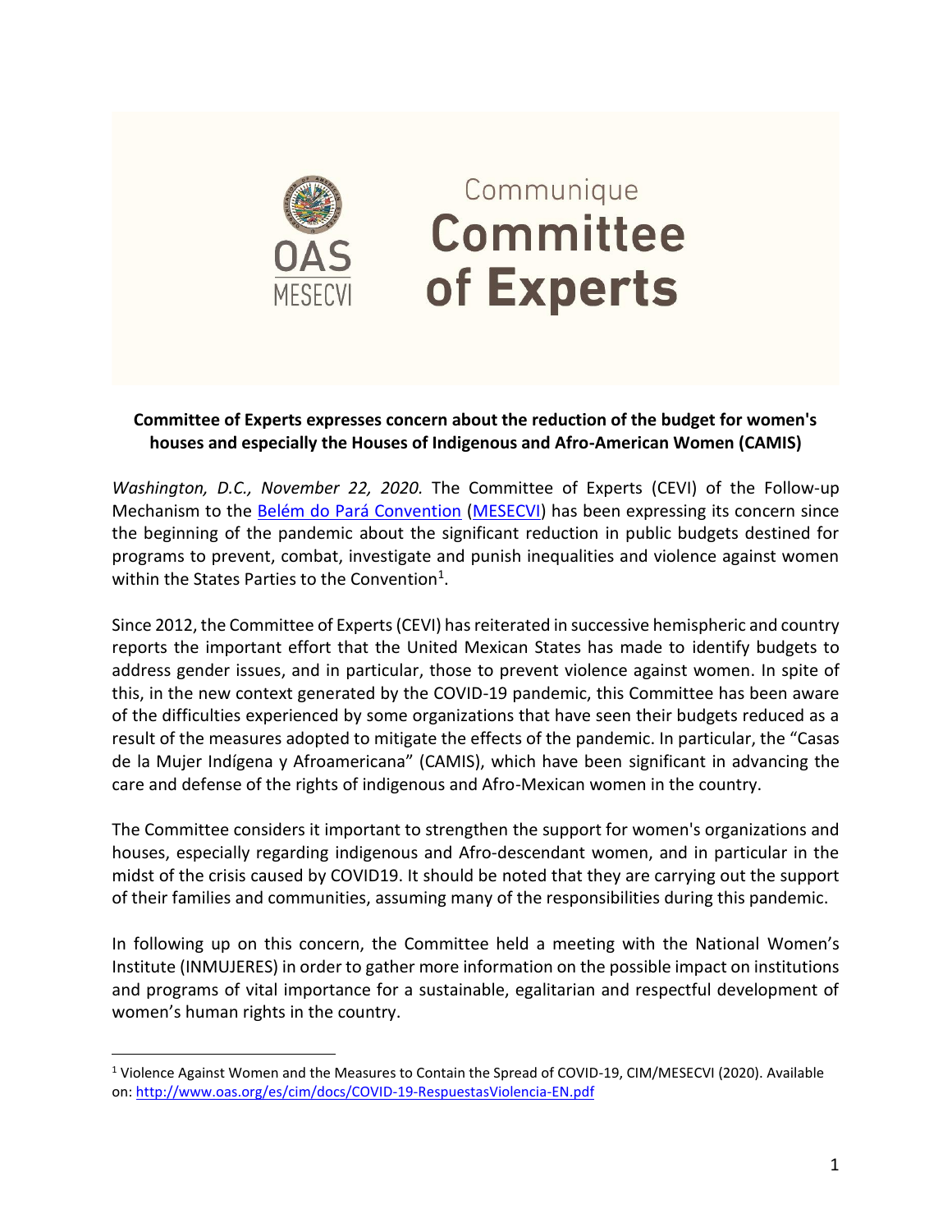Communique

# Committee of Experts

**Committee of Experts expresses concern about the reduction of the budget for women's houses and especially the Houses of Indigenous and Afro-American Women (CAMIS)**

*Washington, D.C., November 22, 2020.* The Committee of Experts (CEVI) of the Follow-up Mechanism to the Belém do Pará Convention (MESECVI) has been expressing its concern since the beginning of the pandemic about the significant reduction in public budgets destined for programs to prevent, combat, investigate and punish inequalities and violence against women within the States Parties to the Convention[1].

Since 2012, the Committee of Experts (CEVI) has reiterated in successive hemispheric and country reports the important effort that the United Mexican States has made to identify budgets to address gender issues, and in particular, those to prevent violence against women. In spite of this, in the new context generated by the COVID-19 pandemic, this Committee has been aware of the difficulties experienced by some organizations that have seen their budgets reduced as a result of the measures adopted to mitigate the effects of the pandemic. In particular, the "Casas de la Mujer Indígena y Afroamericana" (CAMIS), which have been significant in advancing the care and defense of the rights of indigenous and Afro-Mexican women in the country.

The Committee considers it important to strengthen the support for women's organizations and houses, especially regarding indigenous and Afro-descendant women, and in particular in the midst of the crisis caused by COVID19. It should be noted that they are carrying out the support of their families and communities, assuming many of the responsibilities during this pandemic.

In following up on this concern, the Committee held a meeting with the National Women's Institute (INMUJERES) in order to gather more information on the possible impact on institutions and programs of vital importance for a sustainable, egalitarian and respectful development of women's human rights in the country.

[1] Violence Against Women and the Measures to Contain the Spread of COVID-19, CIM/MESECVI (2020). Available on: http://www.oas.org/es/cim/docs/COVID-19-RespuestasViolencia-EN.pdf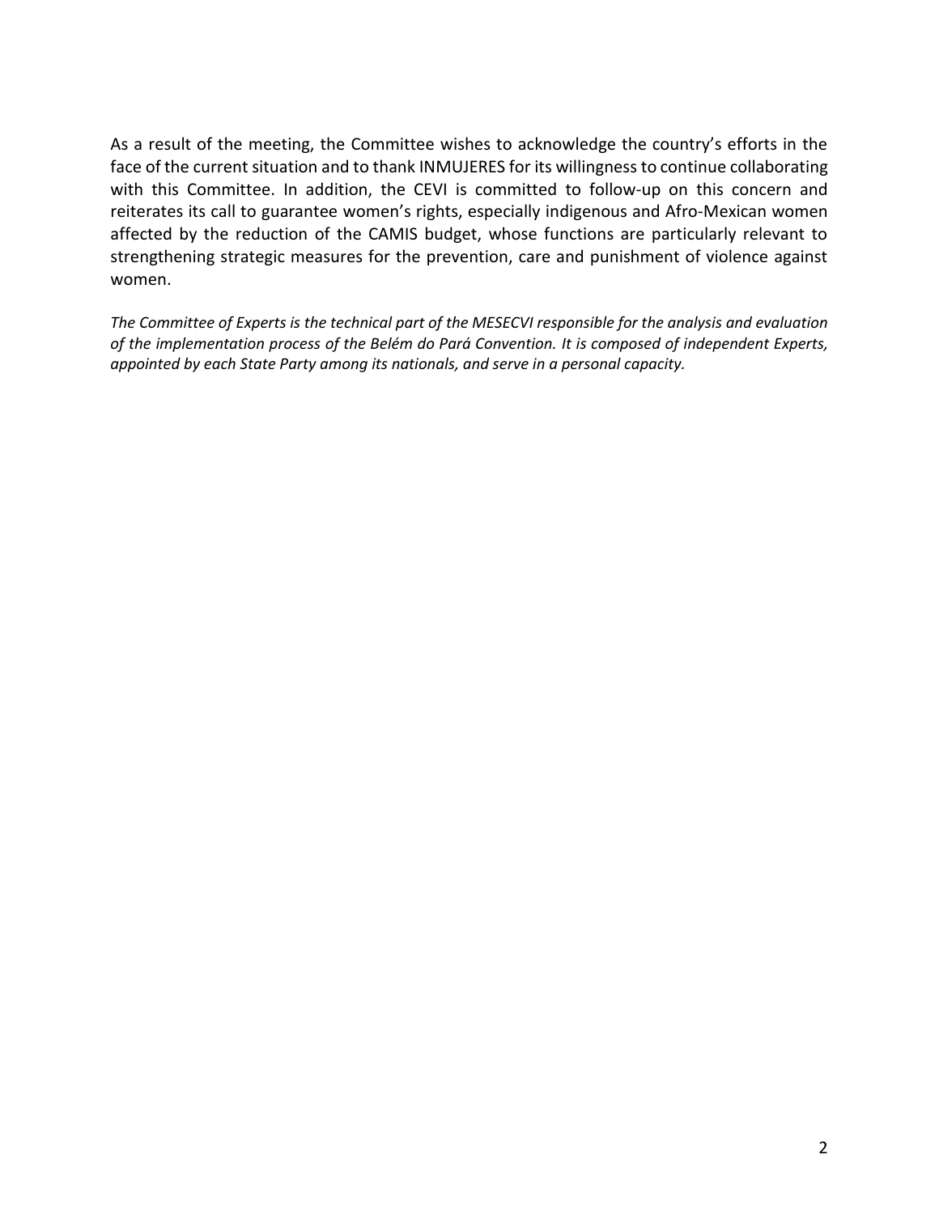As a result of the meeting, the Committee wishes to acknowledge the country's efforts in the face of the current situation and to thank INMUJERES for its willingness to continue collaborating with this Committee. In addition, the CEVI is committed to follow-up on this concern and reiterates its call to guarantee women's rights, especially indigenous and Afro-Mexican women affected by the reduction of the CAMIS budget, whose functions are particularly relevant to strengthening strategic measures for the prevention, care and punishment of violence against women.

*The Committee of Experts is the technical part of the MESECVI responsible for the analysis and evaluation of the implementation process of the Belém do Pará Convention. It is composed of independent Experts, appointed by each State Party among its nationals, and serve in a personal capacity.*